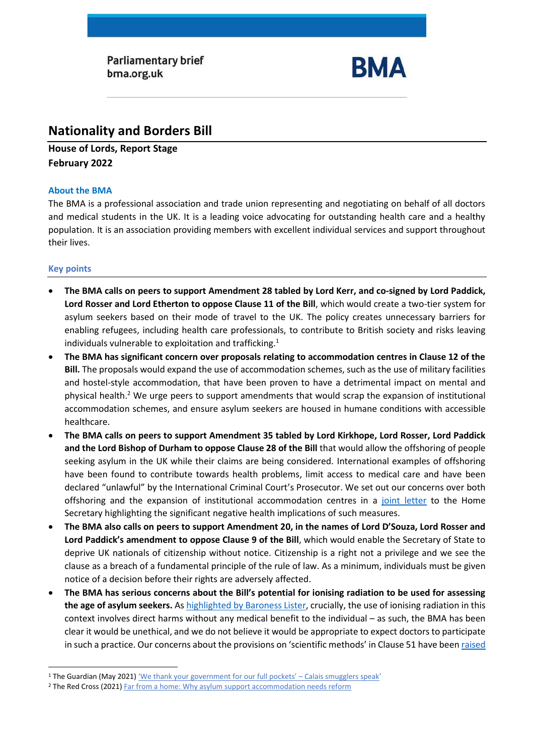Parliamentary brief
bma.org.uk

BMA

# Nationality and Borders Bill

**House of Lords, Report Stage**
**February 2022**

### About the BMA

The BMA is a professional association and trade union representing and negotiating on behalf of all doctors and medical students in the UK. It is a leading voice advocating for outstanding health care and a healthy population. It is an association providing members with excellent individual services and support throughout their lives.

### Key points

- **The BMA calls on peers to support Amendment 28 tabled by Lord Kerr, and co-signed by Lord Paddick, Lord Rosser and Lord Etherton to oppose Clause 11 of the Bill**, which would create a two-tier system for asylum seekers based on their mode of travel to the UK. The policy creates unnecessary barriers for enabling refugees, including health care professionals, to contribute to British society and risks leaving individuals vulnerable to exploitation and trafficking.[1]
- **The BMA has significant concern over proposals relating to accommodation centres in Clause 12 of the Bill.** The proposals would expand the use of accommodation schemes, such as the use of military facilities and hostel-style accommodation, that have been proven to have a detrimental impact on mental and physical health.[2] We urge peers to support amendments that would scrap the expansion of institutional accommodation schemes, and ensure asylum seekers are housed in humane conditions with accessible healthcare.
- **The BMA calls on peers to support Amendment 35 tabled by Lord Kirkhope, Lord Rosser, Lord Paddick and the Lord Bishop of Durham to oppose Clause 28 of the Bill** that would allow the offshoring of people seeking asylum in the UK while their claims are being considered. International examples of offshoring have been found to contribute towards health problems, limit access to medical care and have been declared "unlawful" by the International Criminal Court's Prosecutor. We set out our concerns over both offshoring and the expansion of institutional accommodation centres in a joint letter to the Home Secretary highlighting the significant negative health implications of such measures.
- **The BMA also calls on peers to support Amendment 20, in the names of Lord D'Souza, Lord Rosser and Lord Paddick's amendment to oppose Clause 9 of the Bill**, which would enable the Secretary of State to deprive UK nationals of citizenship without notice. Citizenship is a right not a privilege and we see the clause as a breach of a fundamental principle of the rule of law. As a minimum, individuals must be given notice of a decision before their rights are adversely affected.
- **The BMA has serious concerns about the Bill's potential for ionising radiation to be used for assessing the age of asylum seekers.** As highlighted by Baroness Lister, crucially, the use of ionising radiation in this context involves direct harms without any medical benefit to the individual – as such, the BMA has been clear it would be unethical, and we do not believe it would be appropriate to expect doctors to participate in such a practice. Our concerns about the provisions on 'scientific methods' in Clause 51 have been raised

---

[1] The Guardian (May 2021) 'We thank your government for our full pockets' – Calais smugglers speak'

[2] The Red Cross (2021) Far from a home: Why asylum support accommodation needs reform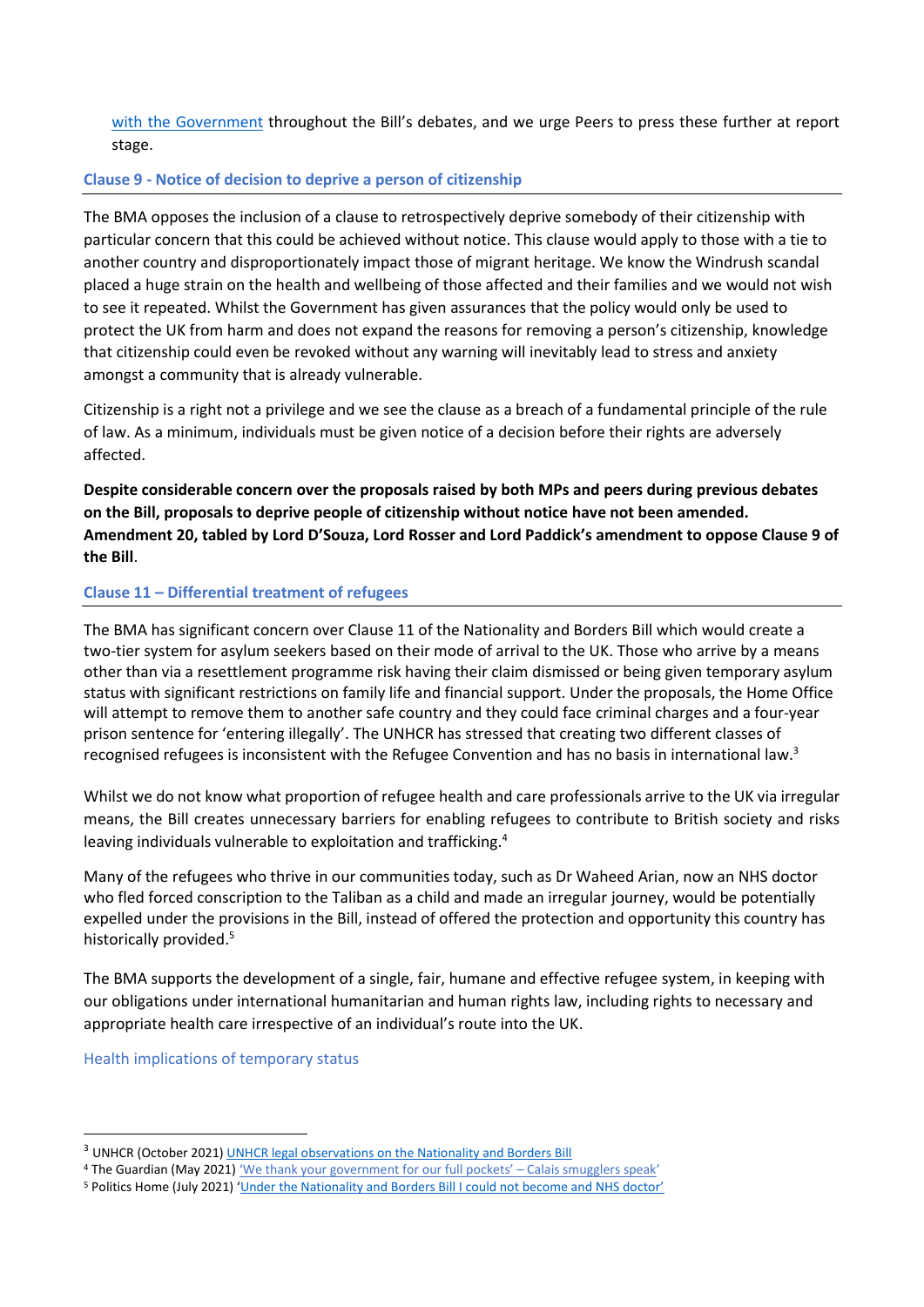with the Government throughout the Bill's debates, and we urge Peers to press these further at report stage.

### Clause 9 - Notice of decision to deprive a person of citizenship

The BMA opposes the inclusion of a clause to retrospectively deprive somebody of their citizenship with particular concern that this could be achieved without notice. This clause would apply to those with a tie to another country and disproportionately impact those of migrant heritage. We know the Windrush scandal placed a huge strain on the health and wellbeing of those affected and their families and we would not wish to see it repeated. Whilst the Government has given assurances that the policy would only be used to protect the UK from harm and does not expand the reasons for removing a person's citizenship, knowledge that citizenship could even be revoked without any warning will inevitably lead to stress and anxiety amongst a community that is already vulnerable.

Citizenship is a right not a privilege and we see the clause as a breach of a fundamental principle of the rule of law. As a minimum, individuals must be given notice of a decision before their rights are adversely affected.

**Despite considerable concern over the proposals raised by both MPs and peers during previous debates on the Bill, proposals to deprive people of citizenship without notice have not been amended. Amendment 20, tabled by Lord D'Souza, Lord Rosser and Lord Paddick's amendment to oppose Clause 9 of the Bill**.

### Clause 11 – Differential treatment of refugees

The BMA has significant concern over Clause 11 of the Nationality and Borders Bill which would create a two-tier system for asylum seekers based on their mode of arrival to the UK. Those who arrive by a means other than via a resettlement programme risk having their claim dismissed or being given temporary asylum status with significant restrictions on family life and financial support. Under the proposals, the Home Office will attempt to remove them to another safe country and they could face criminal charges and a four-year prison sentence for 'entering illegally'. The UNHCR has stressed that creating two different classes of recognised refugees is inconsistent with the Refugee Convention and has no basis in international law.[3]

Whilst we do not know what proportion of refugee health and care professionals arrive to the UK via irregular means, the Bill creates unnecessary barriers for enabling refugees to contribute to British society and risks leaving individuals vulnerable to exploitation and trafficking.[4]

Many of the refugees who thrive in our communities today, such as Dr Waheed Arian, now an NHS doctor who fled forced conscription to the Taliban as a child and made an irregular journey, would be potentially expelled under the provisions in the Bill, instead of offered the protection and opportunity this country has historically provided.[5]

The BMA supports the development of a single, fair, humane and effective refugee system, in keeping with our obligations under international humanitarian and human rights law, including rights to necessary and appropriate health care irrespective of an individual's route into the UK.

#### Health implications of temporary status

---

[3] UNHCR (October 2021) UNHCR legal observations on the Nationality and Borders Bill

[4] The Guardian (May 2021) 'We thank your government for our full pockets' – Calais smugglers speak'

[5] Politics Home (July 2021) 'Under the Nationality and Borders Bill I could not become and NHS doctor'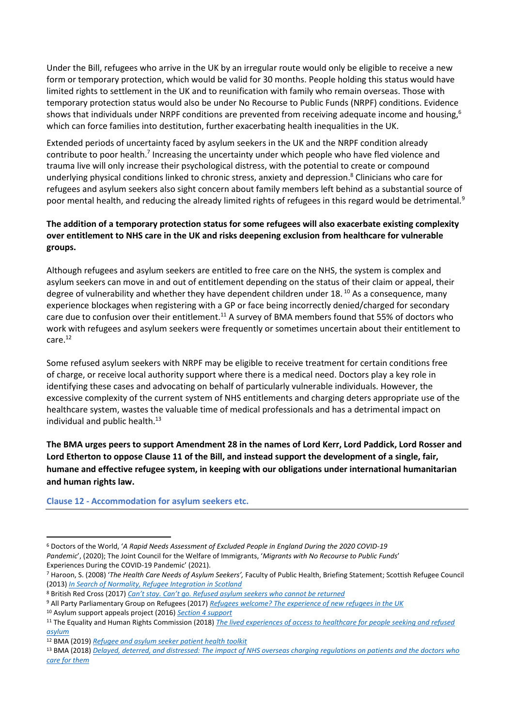Under the Bill, refugees who arrive in the UK by an irregular route would only be eligible to receive a new form or temporary protection, which would be valid for 30 months. People holding this status would have limited rights to settlement in the UK and to reunification with family who remain overseas. Those with temporary protection status would also be under No Recourse to Public Funds (NRPF) conditions. Evidence shows that individuals under NRPF conditions are prevented from receiving adequate income and housing,[6] which can force families into destitution, further exacerbating health inequalities in the UK.

Extended periods of uncertainty faced by asylum seekers in the UK and the NRPF condition already contribute to poor health.[7] Increasing the uncertainty under which people who have fled violence and trauma live will only increase their psychological distress, with the potential to create or compound underlying physical conditions linked to chronic stress, anxiety and depression.[8] Clinicians who care for refugees and asylum seekers also sight concern about family members left behind as a substantial source of poor mental health, and reducing the already limited rights of refugees in this regard would be detrimental.[9]

**The addition of a temporary protection status for some refugees will also exacerbate existing complexity over entitlement to NHS care in the UK and risks deepening exclusion from healthcare for vulnerable groups.**

Although refugees and asylum seekers are entitled to free care on the NHS, the system is complex and asylum seekers can move in and out of entitlement depending on the status of their claim or appeal, their degree of vulnerability and whether they have dependent children under 18. [10] As a consequence, many experience blockages when registering with a GP or face being incorrectly denied/charged for secondary care due to confusion over their entitlement.[11] A survey of BMA members found that 55% of doctors who work with refugees and asylum seekers were frequently or sometimes uncertain about their entitlement to care.[12]

Some refused asylum seekers with NRPF may be eligible to receive treatment for certain conditions free of charge, or receive local authority support where there is a medical need. Doctors play a key role in identifying these cases and advocating on behalf of particularly vulnerable individuals. However, the excessive complexity of the current system of NHS entitlements and charging deters appropriate use of the healthcare system, wastes the valuable time of medical professionals and has a detrimental impact on individual and public health.[13]

**The BMA urges peers to support Amendment 28 in the names of Lord Kerr, Lord Paddick, Lord Rosser and Lord Etherton to oppose Clause 11 of the Bill, and instead support the development of a single, fair, humane and effective refugee system, in keeping with our obligations under international humanitarian and human rights law.**

## Clause 12 - Accommodation for asylum seekers etc.

---

[6] Doctors of the World, '*A Rapid Needs Assessment of Excluded People in England During the 2020 COVID-19 Pandemic*', (2020); The Joint Council for the Welfare of Immigrants, '*Migrants with No Recourse to Public Funds*' Experiences During the COVID-19 Pandemic' (2021).

[7] Haroon, S. (2008) '*The Health Care Needs of Asylum Seekers',* Faculty of Public Health, Briefing Statement; Scottish Refugee Council (2013) *In Search of Normality, Refugee Integration in Scotland*

[8] British Red Cross (2017) *Can't stay. Can't go. Refused asylum seekers who cannot be returned*

[9] All Party Parliamentary Group on Refugees (2017) *Refugees welcome? The experience of new refugees in the UK*

[10] Asylum support appeals project (2016) *Section 4 support*

[11] The Equality and Human Rights Commission (2018) *The lived experiences of access to healthcare for people seeking and refused asylum*

[12] BMA (2019) *Refugee and asylum seeker patient health toolkit*

[13] BMA (2018) *Delayed, deterred, and distressed: The impact of NHS overseas charging regulations on patients and the doctors who care for them*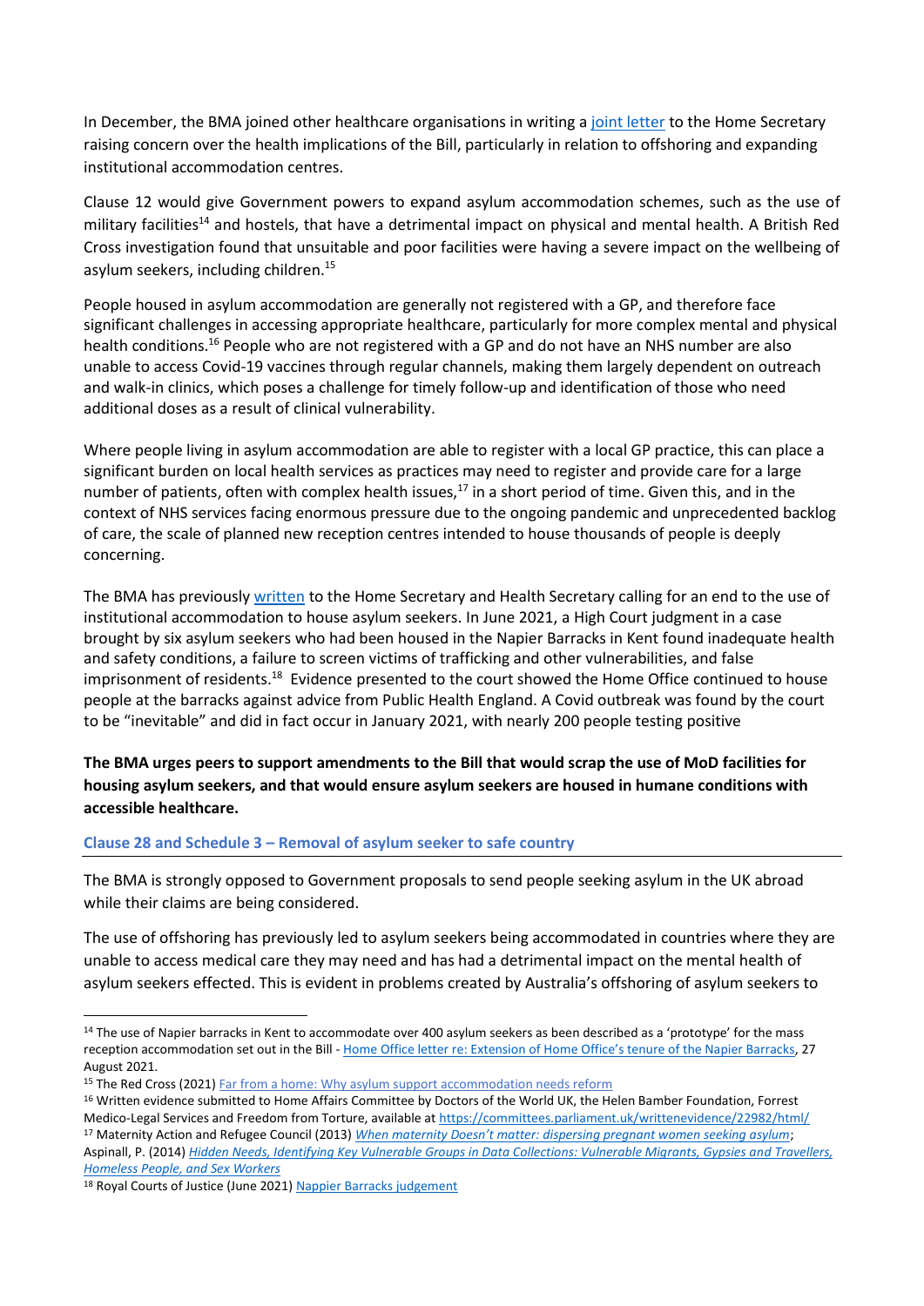In December, the BMA joined other healthcare organisations in writing a joint letter to the Home Secretary raising concern over the health implications of the Bill, particularly in relation to offshoring and expanding institutional accommodation centres.

Clause 12 would give Government powers to expand asylum accommodation schemes, such as the use of military facilities[14] and hostels, that have a detrimental impact on physical and mental health. A British Red Cross investigation found that unsuitable and poor facilities were having a severe impact on the wellbeing of asylum seekers, including children.[15]

People housed in asylum accommodation are generally not registered with a GP, and therefore face significant challenges in accessing appropriate healthcare, particularly for more complex mental and physical health conditions.[16] People who are not registered with a GP and do not have an NHS number are also unable to access Covid-19 vaccines through regular channels, making them largely dependent on outreach and walk-in clinics, which poses a challenge for timely follow-up and identification of those who need additional doses as a result of clinical vulnerability.

Where people living in asylum accommodation are able to register with a local GP practice, this can place a significant burden on local health services as practices may need to register and provide care for a large number of patients, often with complex health issues,[17] in a short period of time. Given this, and in the context of NHS services facing enormous pressure due to the ongoing pandemic and unprecedented backlog of care, the scale of planned new reception centres intended to house thousands of people is deeply concerning.

The BMA has previously written to the Home Secretary and Health Secretary calling for an end to the use of institutional accommodation to house asylum seekers. In June 2021, a High Court judgment in a case brought by six asylum seekers who had been housed in the Napier Barracks in Kent found inadequate health and safety conditions, a failure to screen victims of trafficking and other vulnerabilities, and false imprisonment of residents.[18] Evidence presented to the court showed the Home Office continued to house people at the barracks against advice from Public Health England. A Covid outbreak was found by the court to be "inevitable" and did in fact occur in January 2021, with nearly 200 people testing positive

**The BMA urges peers to support amendments to the Bill that would scrap the use of MoD facilities for housing asylum seekers, and that would ensure asylum seekers are housed in humane conditions with accessible healthcare.**

### Clause 28 and Schedule 3 – Removal of asylum seeker to safe country

The BMA is strongly opposed to Government proposals to send people seeking asylum in the UK abroad while their claims are being considered.

The use of offshoring has previously led to asylum seekers being accommodated in countries where they are unable to access medical care they may need and has had a detrimental impact on the mental health of asylum seekers effected. This is evident in problems created by Australia's offshoring of asylum seekers to

---

[14] The use of Napier barracks in Kent to accommodate over 400 asylum seekers as been described as a 'prototype' for the mass reception accommodation set out in the Bill - Home Office letter re: Extension of Home Office's tenure of the Napier Barracks, 27 August 2021.

[15] The Red Cross (2021) Far from a home: Why asylum support accommodation needs reform

[16] Written evidence submitted to Home Affairs Committee by Doctors of the World UK, the Helen Bamber Foundation, Forrest Medico-Legal Services and Freedom from Torture, available at https://committees.parliament.uk/writtenevidence/22982/html/

[17] Maternity Action and Refugee Council (2013) *When maternity Doesn't matter: dispersing pregnant women seeking asylum*; Aspinall, P. (2014) *Hidden Needs, Identifying Key Vulnerable Groups in Data Collections: Vulnerable Migrants, Gypsies and Travellers, Homeless People, and Sex Workers*

[18] Royal Courts of Justice (June 2021) Nappier Barracks judgement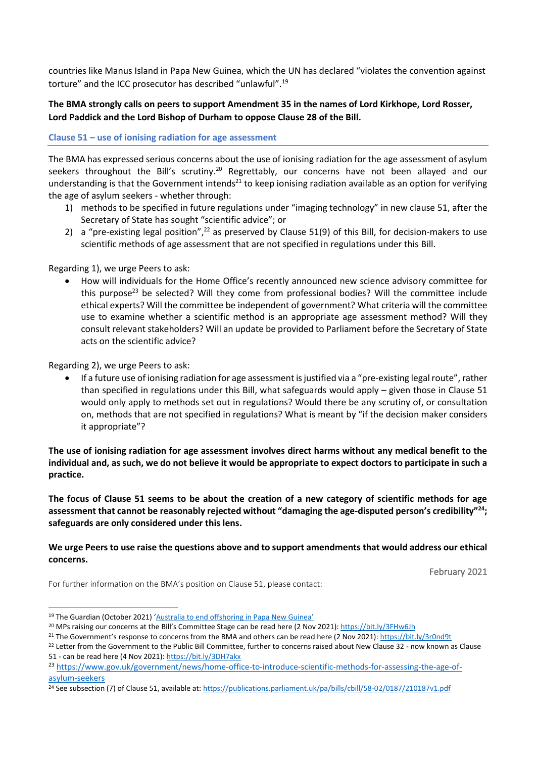countries like Manus Island in Papa New Guinea, which the UN has declared "violates the convention against torture" and the ICC prosecutor has described "unlawful".[19]

**The BMA strongly calls on peers to support Amendment 35 in the names of Lord Kirkhope, Lord Rosser, Lord Paddick and the Lord Bishop of Durham to oppose Clause 28 of the Bill.**

## Clause 51 – use of ionising radiation for age assessment

The BMA has expressed serious concerns about the use of ionising radiation for the age assessment of asylum seekers throughout the Bill's scrutiny.[20] Regrettably, our concerns have not been allayed and our understanding is that the Government intends[21] to keep ionising radiation available as an option for verifying the age of asylum seekers - whether through:

1) methods to be specified in future regulations under "imaging technology" in new clause 51, after the Secretary of State has sought "scientific advice"; or
2) a "pre-existing legal position",[22] as preserved by Clause 51(9) of this Bill, for decision-makers to use scientific methods of age assessment that are not specified in regulations under this Bill.

Regarding 1), we urge Peers to ask:

- How will individuals for the Home Office's recently announced new science advisory committee for this purpose[23] be selected? Will they come from professional bodies? Will the committee include ethical experts? Will the committee be independent of government? What criteria will the committee use to examine whether a scientific method is an appropriate age assessment method? Will they consult relevant stakeholders? Will an update be provided to Parliament before the Secretary of State acts on the scientific advice?

Regarding 2), we urge Peers to ask:

- If a future use of ionising radiation for age assessment is justified via a "pre-existing legal route", rather than specified in regulations under this Bill, what safeguards would apply – given those in Clause 51 would only apply to methods set out in regulations? Would there be any scrutiny of, or consultation on, methods that are not specified in regulations? What is meant by "if the decision maker considers it appropriate"?

**The use of ionising radiation for age assessment involves direct harms without any medical benefit to the individual and, as such, we do not believe it would be appropriate to expect doctors to participate in such a practice.**

**The focus of Clause 51 seems to be about the creation of a new category of scientific methods for age assessment that cannot be reasonably rejected without "damaging the age-disputed person's credibility"[24]; safeguards are only considered under this lens.**

**We urge Peers to use raise the questions above and to support amendments that would address our ethical concerns.**

February 2021

For further information on the BMA's position on Clause 51, please contact:

---

[19] The Guardian (October 2021) 'Australia to end offshoring in Papa New Guinea'

[20] MPs raising our concerns at the Bill's Committee Stage can be read here (2 Nov 2021): https://bit.ly/3FHw6Jh

[21] The Government's response to concerns from the BMA and others can be read here (2 Nov 2021): https://bit.ly/3r0nd9t

[22] Letter from the Government to the Public Bill Committee, further to concerns raised about New Clause 32 - now known as Clause 51 - can be read here (4 Nov 2021): https://bit.ly/3DH7akx

[23] https://www.gov.uk/government/news/home-office-to-introduce-scientific-methods-for-assessing-the-age-of-asylum-seekers

[24] See subsection (7) of Clause 51, available at: https://publications.parliament.uk/pa/bills/cbill/58-02/0187/210187v1.pdf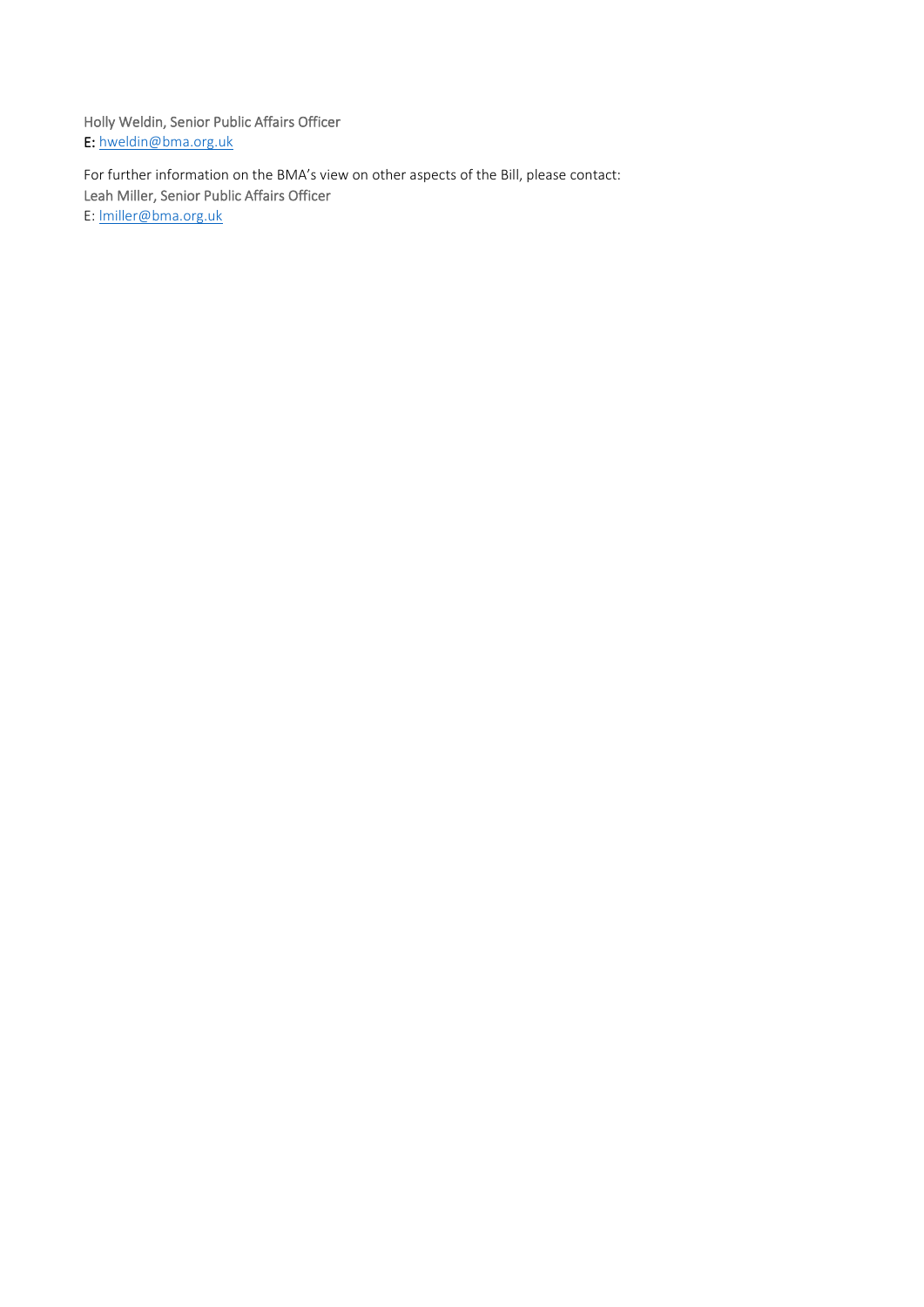Holly Weldin, Senior Public Affairs Officer
E: hweldin@bma.org.uk

For further information on the BMA's view on other aspects of the Bill, please contact:
Leah Miller, Senior Public Affairs Officer
E: lmiller@bma.org.uk